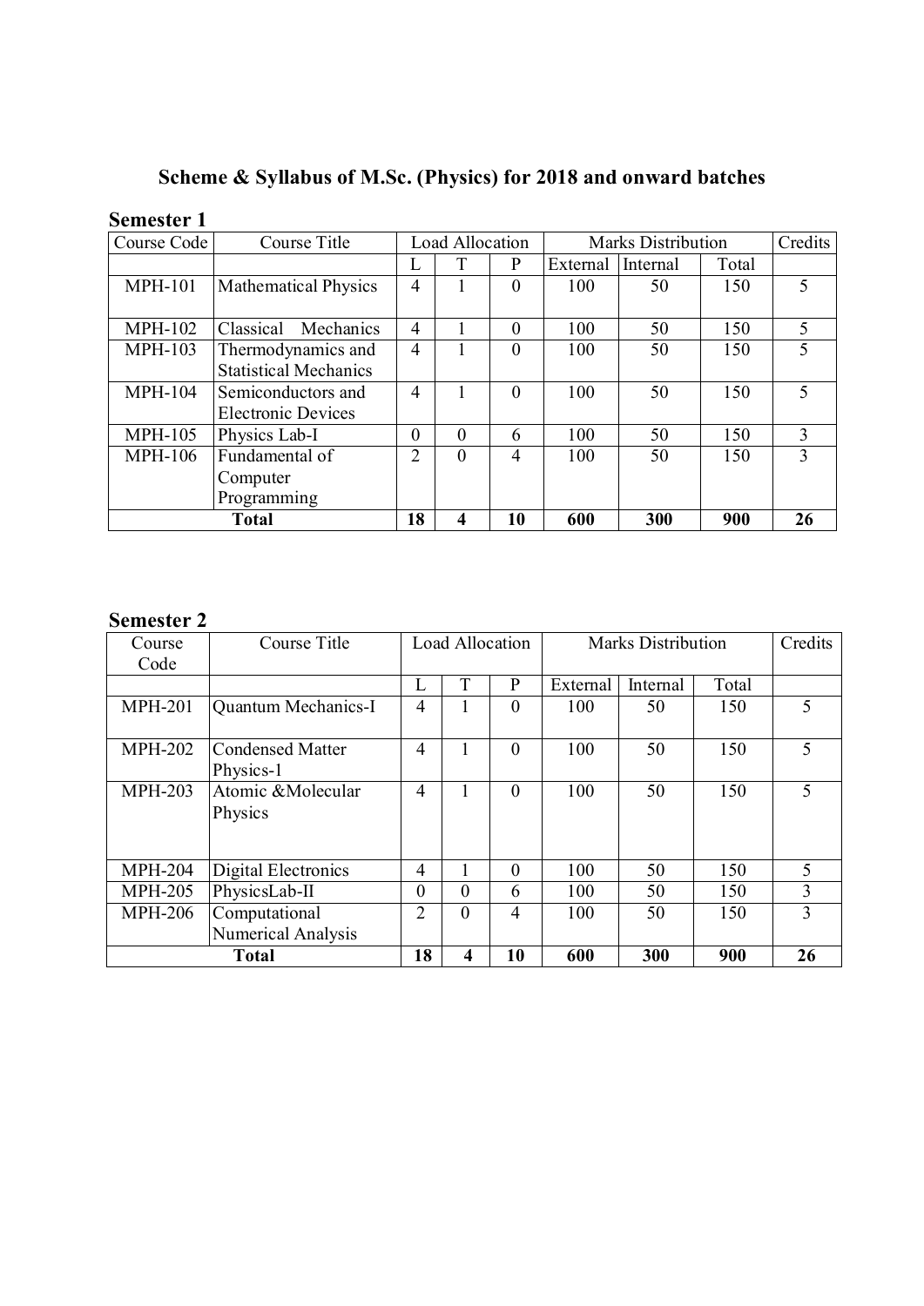# Scheme & Syllabus of M.Sc. (Physics) for 2018 and onward batches

## Semester 1

| Course Code | Course Title | Load Allocation | | | Marks Distribution | | | Credits |
|---|---|---|---|---|---|---|---|---|
| | | L | T | P | External | Internal | Total | |
| MPH-101 | Mathematical Physics | 4 | 1 | 0 | 100 | 50 | 150 | 5 |
| MPH-102 | Classical Mechanics | 4 | 1 | 0 | 100 | 50 | 150 | 5 |
| MPH-103 | Thermodynamics and Statistical Mechanics | 4 | 1 | 0 | 100 | 50 | 150 | 5 |
| MPH-104 | Semiconductors and Electronic Devices | 4 | 1 | 0 | 100 | 50 | 150 | 5 |
| MPH-105 | Physics Lab-I | 0 | 0 | 6 | 100 | 50 | 150 | 3 |
| MPH-106 | Fundamental of Computer Programming | 2 | 0 | 4 | 100 | 50 | 150 | 3 |
| **Total** | | **18** | **4** | **10** | **600** | **300** | **900** | **26** |

## Semester 2

| Course Code | Course Title | Load Allocation | | | Marks Distribution | | | Credits |
|---|---|---|---|---|---|---|---|---|
| | | L | T | P | External | Internal | Total | |
| MPH-201 | Quantum Mechanics-I | 4 | 1 | 0 | 100 | 50 | 150 | 5 |
| MPH-202 | Condensed Matter Physics-1 | 4 | 1 | 0 | 100 | 50 | 150 | 5 |
| MPH-203 | Atomic &Molecular Physics | 4 | 1 | 0 | 100 | 50 | 150 | 5 |
| MPH-204 | Digital Electronics | 4 | 1 | 0 | 100 | 50 | 150 | 5 |
| MPH-205 | PhysicsLab-II | 0 | 0 | 6 | 100 | 50 | 150 | 3 |
| MPH-206 | Computational Numerical Analysis | 2 | 0 | 4 | 100 | 50 | 150 | 3 |
| **Total** | | **18** | **4** | **10** | **600** | **300** | **900** | **26** |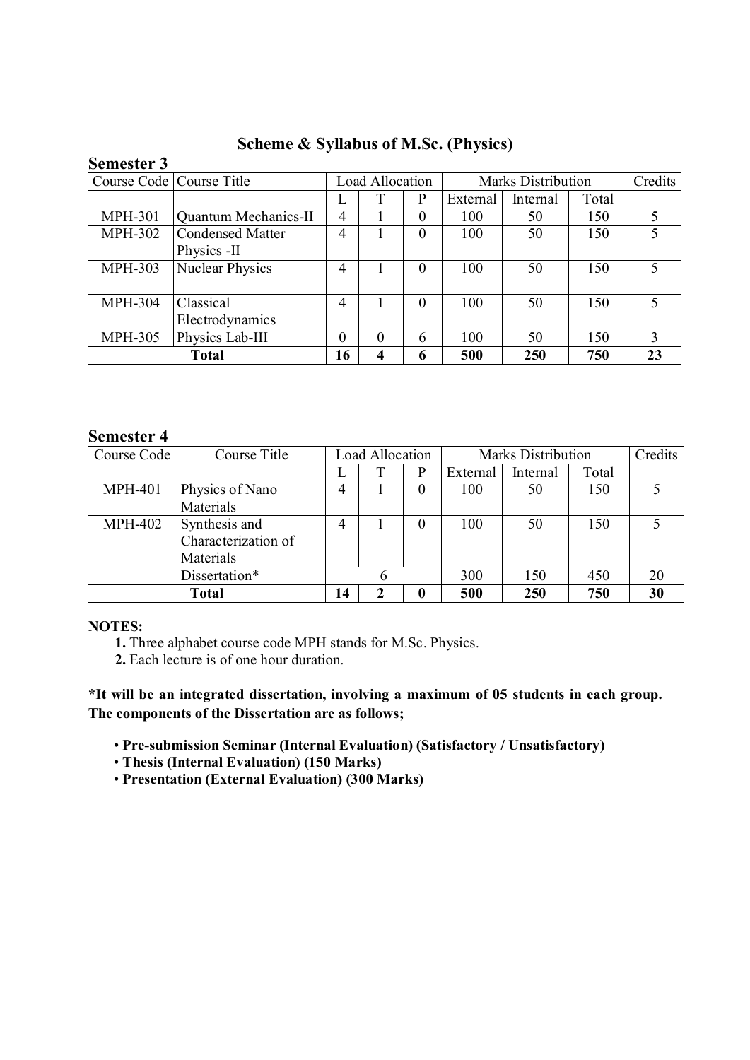# Scheme & Syllabus of M.Sc. (Physics)

## Semester 3

| Course Code | Course Title | Load Allocation | | | Marks Distribution | | | Credits |
|---|---|---|---|---|---|---|---|---|
| | | L | T | P | External | Internal | Total | |
| MPH-301 | Quantum Mechanics-II | 4 | 1 | 0 | 100 | 50 | 150 | 5 |
| MPH-302 | Condensed Matter Physics -II | 4 | 1 | 0 | 100 | 50 | 150 | 5 |
| MPH-303 | Nuclear Physics | 4 | 1 | 0 | 100 | 50 | 150 | 5 |
| MPH-304 | Classical Electrodynamics | 4 | 1 | 0 | 100 | 50 | 150 | 5 |
| MPH-305 | Physics Lab-III | 0 | 0 | 6 | 100 | 50 | 150 | 3 |
| **Total** | | **16** | **4** | **6** | **500** | **250** | **750** | **23** |

## Semester 4

| Course Code | Course Title | Load Allocation | | | Marks Distribution | | | Credits |
|---|---|---|---|---|---|---|---|---|
| | | L | T | P | External | Internal | Total | |
| MPH-401 | Physics of Nano Materials | 4 | 1 | 0 | 100 | 50 | 150 | 5 |
| MPH-402 | Synthesis and Characterization of Materials | 4 | 1 | 0 | 100 | 50 | 150 | 5 |
| | Dissertation* | 6 | | | 300 | 150 | 450 | 20 |
| **Total** | | **14** | **2** | **0** | **500** | **250** | **750** | **30** |

**NOTES:**

**1.** Three alphabet course code MPH stands for M.Sc. Physics.

**2.** Each lecture is of one hour duration.

**\*It will be an integrated dissertation, involving a maximum of 05 students in each group. The components of the Dissertation are as follows;**

- **Pre-submission Seminar (Internal Evaluation) (Satisfactory / Unsatisfactory)**
- **Thesis (Internal Evaluation) (150 Marks)**
- **Presentation (External Evaluation) (300 Marks)**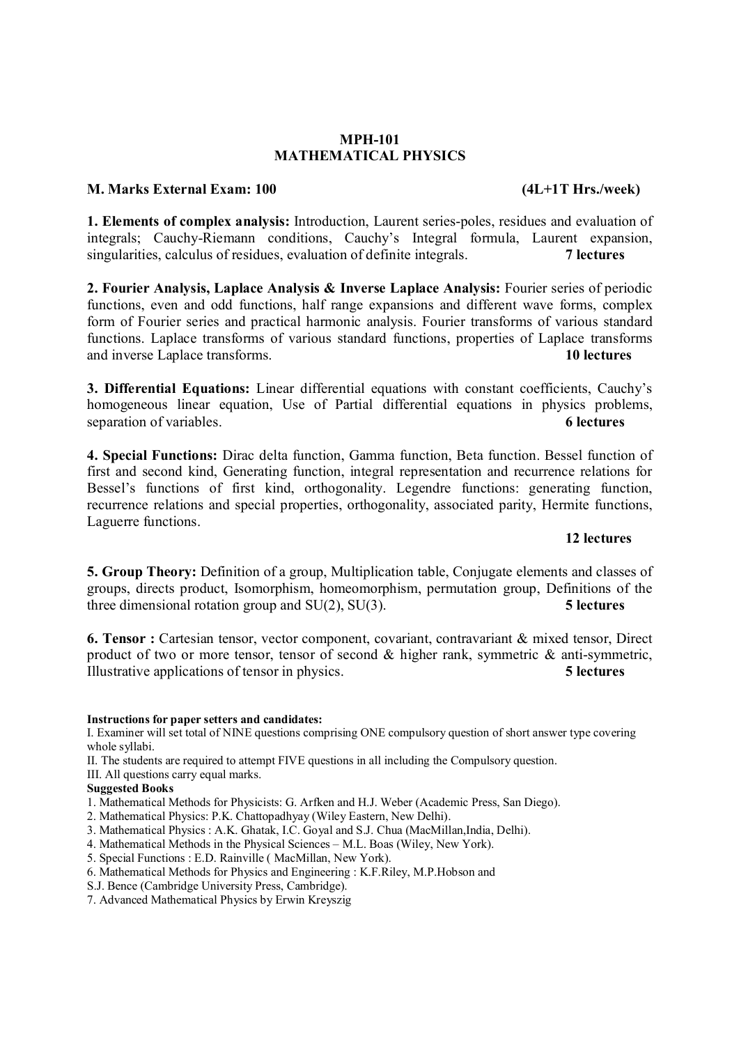## MPH-101
## MATHEMATICAL PHYSICS

**M. Marks External Exam: 100** **(4L+1T Hrs./week)**

**1. Elements of complex analysis:** Introduction, Laurent series-poles, residues and evaluation of integrals; Cauchy-Riemann conditions, Cauchy's Integral formula, Laurent expansion, singularities, calculus of residues, evaluation of definite integrals. **7 lectures**

**2. Fourier Analysis, Laplace Analysis & Inverse Laplace Analysis:** Fourier series of periodic functions, even and odd functions, half range expansions and different wave forms, complex form of Fourier series and practical harmonic analysis. Fourier transforms of various standard functions. Laplace transforms of various standard functions, properties of Laplace transforms and inverse Laplace transforms. **10 lectures**

**3. Differential Equations:** Linear differential equations with constant coefficients, Cauchy's homogeneous linear equation, Use of Partial differential equations in physics problems, separation of variables. **6 lectures**

**4. Special Functions:** Dirac delta function, Gamma function, Beta function. Bessel function of first and second kind, Generating function, integral representation and recurrence relations for Bessel's functions of first kind, orthogonality. Legendre functions: generating function, recurrence relations and special properties, orthogonality, associated parity, Hermite functions, Laguerre functions.

**12 lectures**

**5. Group Theory:** Definition of a group, Multiplication table, Conjugate elements and classes of groups, directs product, Isomorphism, homeomorphism, permutation group, Definitions of the three dimensional rotation group and SU(2), SU(3). **5 lectures**

**6. Tensor :** Cartesian tensor, vector component, covariant, contravariant & mixed tensor, Direct product of two or more tensor, tensor of second & higher rank, symmetric & anti-symmetric, Illustrative applications of tensor in physics. **5 lectures**

**Instructions for paper setters and candidates:**

I. Examiner will set total of NINE questions comprising ONE compulsory question of short answer type covering whole syllabi.

II. The students are required to attempt FIVE questions in all including the Compulsory question.

III. All questions carry equal marks.

**Suggested Books**

1. Mathematical Methods for Physicists: G. Arfken and H.J. Weber (Academic Press, San Diego).
2. Mathematical Physics: P.K. Chattopadhyay (Wiley Eastern, New Delhi).
3. Mathematical Physics : A.K. Ghatak, I.C. Goyal and S.J. Chua (MacMillan,India, Delhi).
4. Mathematical Methods in the Physical Sciences – M.L. Boas (Wiley, New York).
5. Special Functions : E.D. Rainville ( MacMillan, New York).
6. Mathematical Methods for Physics and Engineering : K.F.Riley, M.P.Hobson and S.J. Bence (Cambridge University Press, Cambridge).
7. Advanced Mathematical Physics by Erwin Kreyszig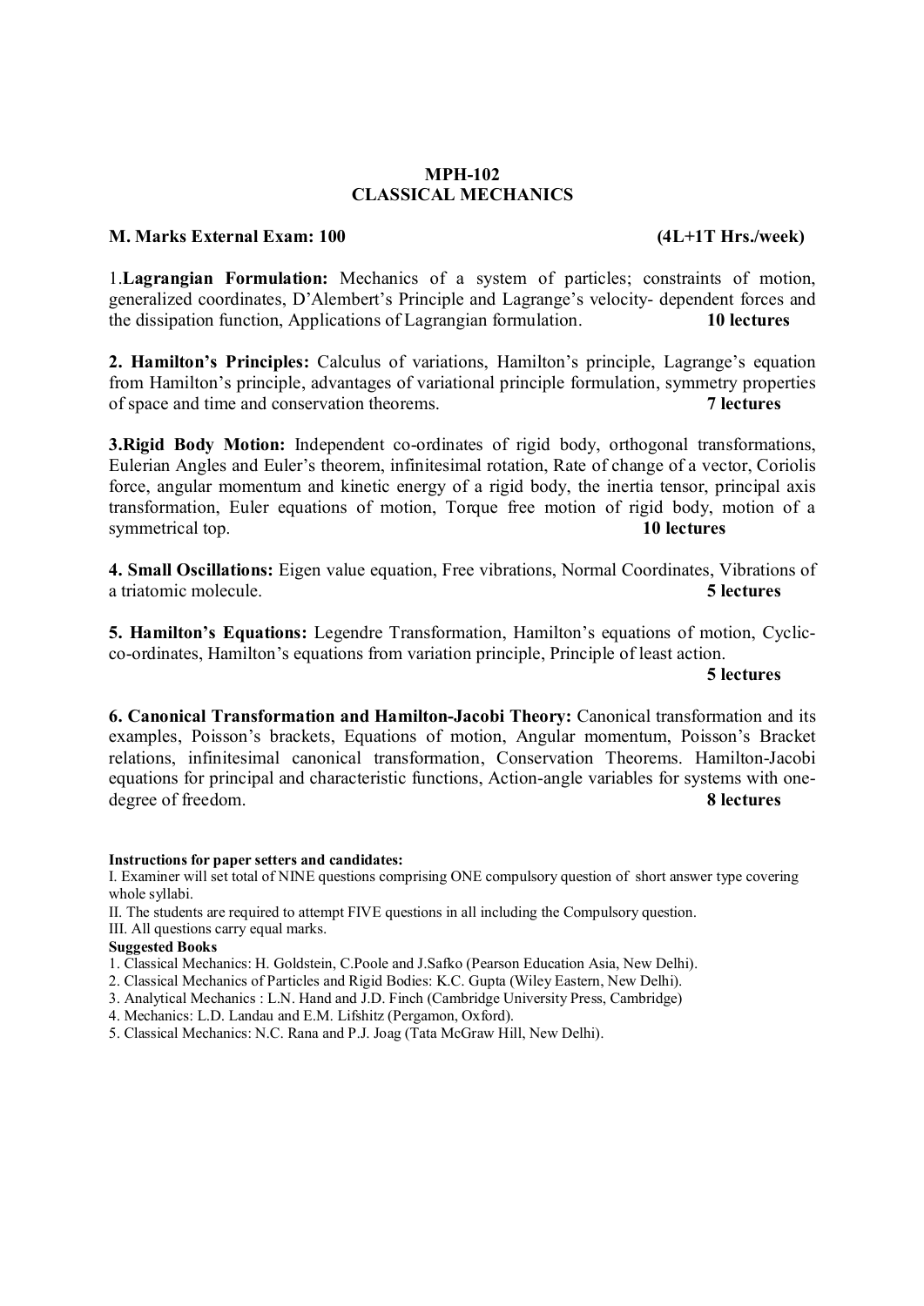# MPH-102
# CLASSICAL MECHANICS

**M. Marks External Exam: 100** **(4L+1T Hrs./week)**

1.**Lagrangian Formulation:** Mechanics of a system of particles; constraints of motion, generalized coordinates, D'Alembert's Principle and Lagrange's velocity- dependent forces and the dissipation function, Applications of Lagrangian formulation. **10 lectures**

**2. Hamilton's Principles:** Calculus of variations, Hamilton's principle, Lagrange's equation from Hamilton's principle, advantages of variational principle formulation, symmetry properties of space and time and conservation theorems. **7 lectures**

**3.Rigid Body Motion:** Independent co-ordinates of rigid body, orthogonal transformations, Eulerian Angles and Euler's theorem, infinitesimal rotation, Rate of change of a vector, Coriolis force, angular momentum and kinetic energy of a rigid body, the inertia tensor, principal axis transformation, Euler equations of motion, Torque free motion of rigid body, motion of a symmetrical top. **10 lectures**

**4. Small Oscillations:** Eigen value equation, Free vibrations, Normal Coordinates, Vibrations of a triatomic molecule. **5 lectures**

**5. Hamilton's Equations:** Legendre Transformation, Hamilton's equations of motion, Cyclic-co-ordinates, Hamilton's equations from variation principle, Principle of least action. **5 lectures**

**6. Canonical Transformation and Hamilton-Jacobi Theory:** Canonical transformation and its examples, Poisson's brackets, Equations of motion, Angular momentum, Poisson's Bracket relations, infinitesimal canonical transformation, Conservation Theorems. Hamilton-Jacobi equations for principal and characteristic functions, Action-angle variables for systems with one-degree of freedom. **8 lectures**

**Instructions for paper setters and candidates:**

I. Examiner will set total of NINE questions comprising ONE compulsory question of short answer type covering whole syllabi.

II. The students are required to attempt FIVE questions in all including the Compulsory question.

III. All questions carry equal marks.

**Suggested Books**

1. Classical Mechanics: H. Goldstein, C.Poole and J.Safko (Pearson Education Asia, New Delhi).
2. Classical Mechanics of Particles and Rigid Bodies: K.C. Gupta (Wiley Eastern, New Delhi).
3. Analytical Mechanics : L.N. Hand and J.D. Finch (Cambridge University Press, Cambridge)
4. Mechanics: L.D. Landau and E.M. Lifshitz (Pergamon, Oxford).
5. Classical Mechanics: N.C. Rana and P.J. Joag (Tata McGraw Hill, New Delhi).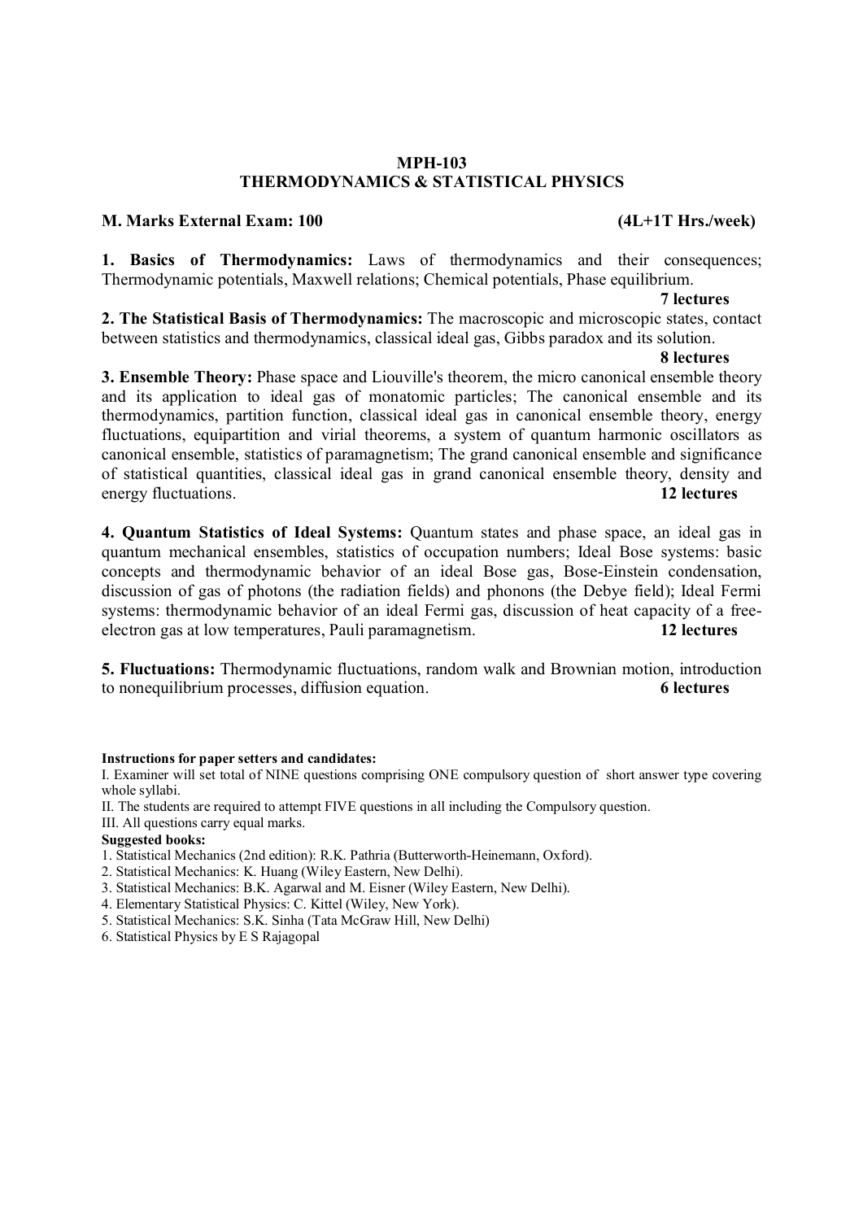## MPH-103
## THERMODYNAMICS & STATISTICAL PHYSICS

**M. Marks External Exam: 100** **(4L+1T Hrs./week)**

**1. Basics of Thermodynamics:** Laws of thermodynamics and their consequences; Thermodynamic potentials, Maxwell relations; Chemical potentials, Phase equilibrium.
**7 lectures**

**2. The Statistical Basis of Thermodynamics:** The macroscopic and microscopic states, contact between statistics and thermodynamics, classical ideal gas, Gibbs paradox and its solution.
**8 lectures**

**3. Ensemble Theory:** Phase space and Liouville's theorem, the micro canonical ensemble theory and its application to ideal gas of monatomic particles; The canonical ensemble and its thermodynamics, partition function, classical ideal gas in canonical ensemble theory, energy fluctuations, equipartition and virial theorems, a system of quantum harmonic oscillators as canonical ensemble, statistics of paramagnetism; The grand canonical ensemble and significance of statistical quantities, classical ideal gas in grand canonical ensemble theory, density and energy fluctuations. **12 lectures**

**4. Quantum Statistics of Ideal Systems:** Quantum states and phase space, an ideal gas in quantum mechanical ensembles, statistics of occupation numbers; Ideal Bose systems: basic concepts and thermodynamic behavior of an ideal Bose gas, Bose-Einstein condensation, discussion of gas of photons (the radiation fields) and phonons (the Debye field); Ideal Fermi systems: thermodynamic behavior of an ideal Fermi gas, discussion of heat capacity of a free-electron gas at low temperatures, Pauli paramagnetism. **12 lectures**

**5. Fluctuations:** Thermodynamic fluctuations, random walk and Brownian motion, introduction to nonequilibrium processes, diffusion equation. **6 lectures**

**Instructions for paper setters and candidates:**

I. Examiner will set total of NINE questions comprising ONE compulsory question of short answer type covering whole syllabi.

II. The students are required to attempt FIVE questions in all including the Compulsory question.

III. All questions carry equal marks.

**Suggested books:**

1. Statistical Mechanics (2nd edition): R.K. Pathria (Butterworth-Heinemann, Oxford).
2. Statistical Mechanics: K. Huang (Wiley Eastern, New Delhi).
3. Statistical Mechanics: B.K. Agarwal and M. Eisner (Wiley Eastern, New Delhi).
4. Elementary Statistical Physics: C. Kittel (Wiley, New York).
5. Statistical Mechanics: S.K. Sinha (Tata McGraw Hill, New Delhi)
6. Statistical Physics by E S Rajagopal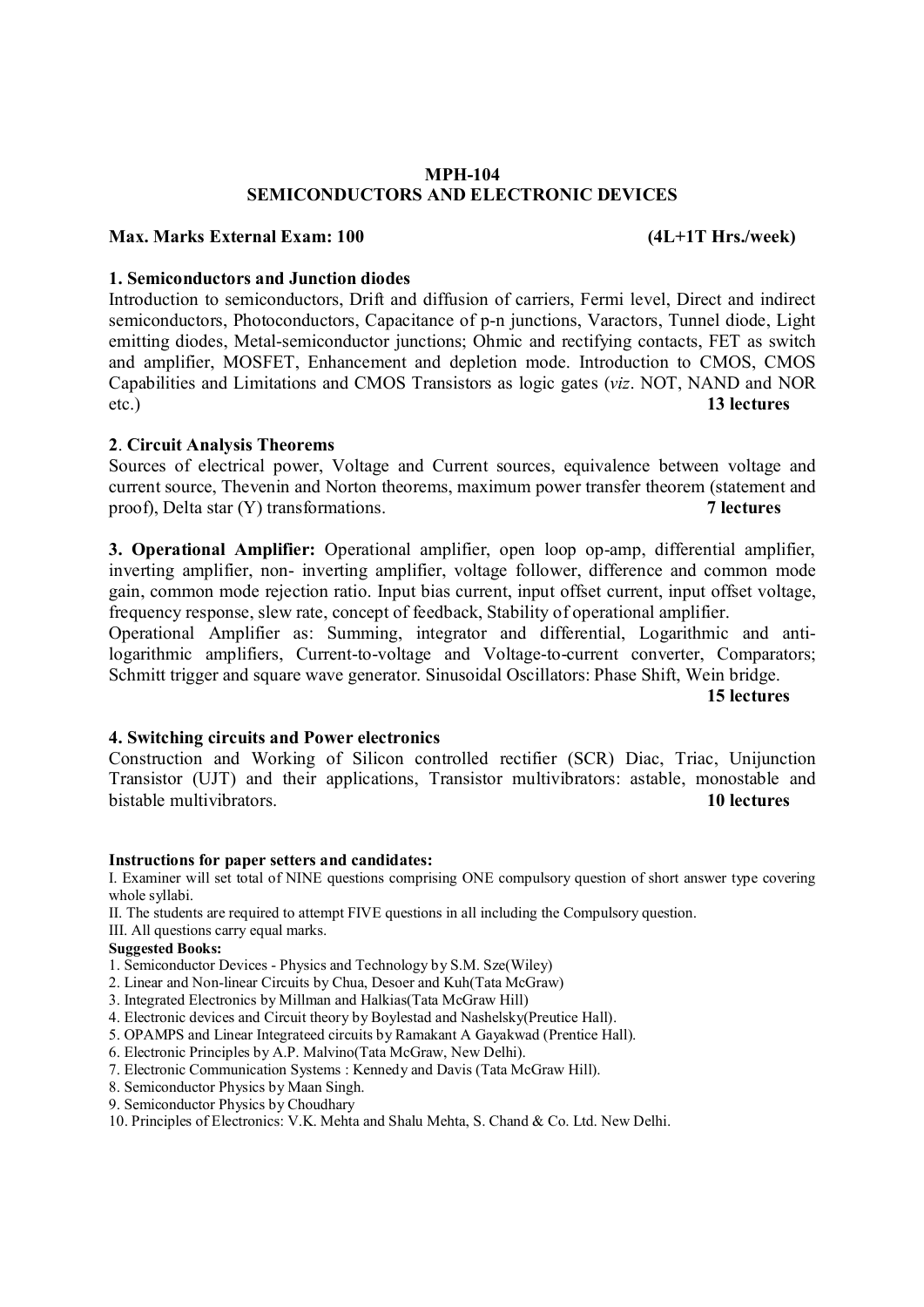## MPH-104
## SEMICONDUCTORS AND ELECTRONIC DEVICES

**Max. Marks External Exam: 100** **(4L+1T Hrs./week)**

### 1. Semiconductors and Junction diodes

Introduction to semiconductors, Drift and diffusion of carriers, Fermi level, Direct and indirect semiconductors, Photoconductors, Capacitance of p-n junctions, Varactors, Tunnel diode, Light emitting diodes, Metal-semiconductor junctions; Ohmic and rectifying contacts, FET as switch and amplifier, MOSFET, Enhancement and depletion mode. Introduction to CMOS, CMOS Capabilities and Limitations and CMOS Transistors as logic gates (*viz*. NOT, NAND and NOR etc.) **13 lectures**

### 2. Circuit Analysis Theorems

Sources of electrical power, Voltage and Current sources, equivalence between voltage and current source, Thevenin and Norton theorems, maximum power transfer theorem (statement and proof), Delta star (Y) transformations. **7 lectures**

**3. Operational Amplifier:** Operational amplifier, open loop op-amp, differential amplifier, inverting amplifier, non- inverting amplifier, voltage follower, difference and common mode gain, common mode rejection ratio. Input bias current, input offset current, input offset voltage, frequency response, slew rate, concept of feedback, Stability of operational amplifier.

Operational Amplifier as: Summing, integrator and differential, Logarithmic and anti-logarithmic amplifiers, Current-to-voltage and Voltage-to-current converter, Comparators; Schmitt trigger and square wave generator. Sinusoidal Oscillators: Phase Shift, Wein bridge.

**15 lectures**

### 4. Switching circuits and Power electronics

Construction and Working of Silicon controlled rectifier (SCR) Diac, Triac, Unijunction Transistor (UJT) and their applications, Transistor multivibrators: astable, monostable and bistable multivibrators. **10 lectures**

**Instructions for paper setters and candidates:**

I. Examiner will set total of NINE questions comprising ONE compulsory question of short answer type covering whole syllabi.

II. The students are required to attempt FIVE questions in all including the Compulsory question.

III. All questions carry equal marks.

**Suggested Books:**

1. Semiconductor Devices - Physics and Technology by S.M. Sze(Wiley)
2. Linear and Non-linear Circuits by Chua, Desoer and Kuh(Tata McGraw)
3. Integrated Electronics by Millman and Halkias(Tata McGraw Hill)
4. Electronic devices and Circuit theory by Boylestad and Nashelsky(Preutice Hall).
5. OPAMPS and Linear Integrateed circuits by Ramakant A Gayakwad (Prentice Hall).
6. Electronic Principles by A.P. Malvino(Tata McGraw, New Delhi).
7. Electronic Communication Systems : Kennedy and Davis (Tata McGraw Hill).
8. Semiconductor Physics by Maan Singh.
9. Semiconductor Physics by Choudhary
10. Principles of Electronics: V.K. Mehta and Shalu Mehta, S. Chand & Co. Ltd. New Delhi.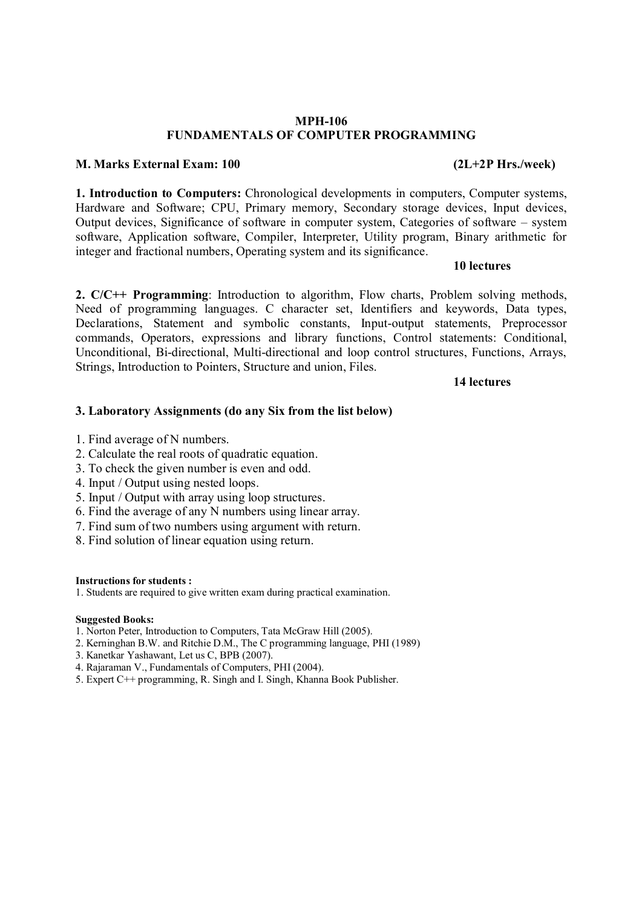# MPH-106
## FUNDAMENTALS OF COMPUTER PROGRAMMING

**M. Marks External Exam: 100** **(2L+2P Hrs./week)**

**1. Introduction to Computers:** Chronological developments in computers, Computer systems, Hardware and Software; CPU, Primary memory, Secondary storage devices, Input devices, Output devices, Significance of software in computer system, Categories of software – system software, Application software, Compiler, Interpreter, Utility program, Binary arithmetic for integer and fractional numbers, Operating system and its significance.

**10 lectures**

**2. C/C++ Programming**: Introduction to algorithm, Flow charts, Problem solving methods, Need of programming languages. C character set, Identifiers and keywords, Data types, Declarations, Statement and symbolic constants, Input-output statements, Preprocessor commands, Operators, expressions and library functions, Control statements: Conditional, Unconditional, Bi-directional, Multi-directional and loop control structures, Functions, Arrays, Strings, Introduction to Pointers, Structure and union, Files.

**14 lectures**

### 3. Laboratory Assignments (do any Six from the list below)

1. Find average of N numbers.
2. Calculate the real roots of quadratic equation.
3. To check the given number is even and odd.
4. Input / Output using nested loops.
5. Input / Output with array using loop structures.
6. Find the average of any N numbers using linear array.
7. Find sum of two numbers using argument with return.
8. Find solution of linear equation using return.

**Instructions for students :**

1. Students are required to give written exam during practical examination.

**Suggested Books:**

1. Norton Peter, Introduction to Computers, Tata McGraw Hill (2005).
2. Kerninghan B.W. and Ritchie D.M., The C programming language, PHI (1989)
3. Kanetkar Yashawant, Let us C, BPB (2007).
4. Rajaraman V., Fundamentals of Computers, PHI (2004).
5. Expert C++ programming, R. Singh and I. Singh, Khanna Book Publisher.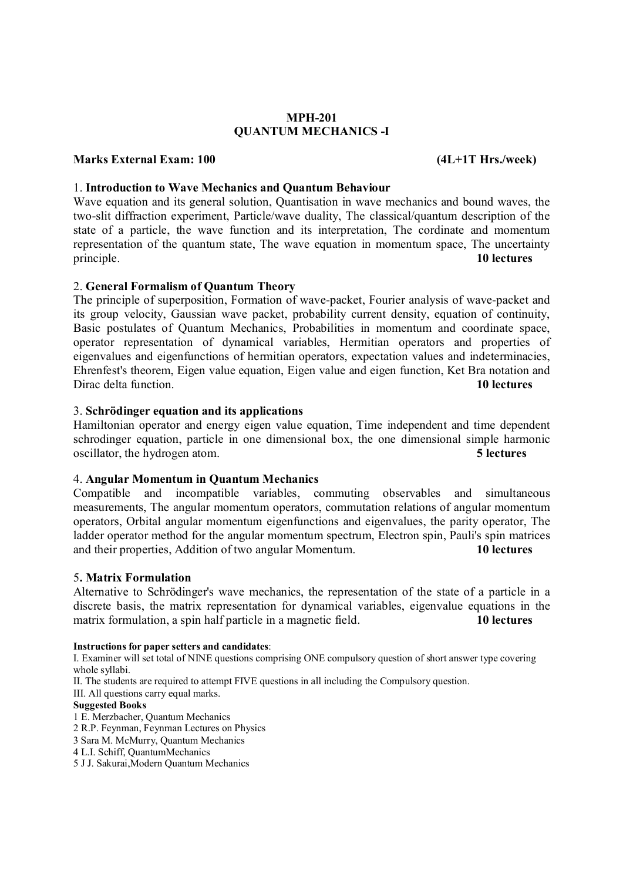# MPH-201
# QUANTUM MECHANICS -I

**Marks External Exam: 100** **(4L+1T Hrs./week)**

## 1. Introduction to Wave Mechanics and Quantum Behaviour

Wave equation and its general solution, Quantisation in wave mechanics and bound waves, the two-slit diffraction experiment, Particle/wave duality, The classical/quantum description of the state of a particle, the wave function and its interpretation, The cordinate and momentum representation of the quantum state, The wave equation in momentum space, The uncertainty principle. **10 lectures**

## 2. General Formalism of Quantum Theory

The principle of superposition, Formation of wave-packet, Fourier analysis of wave-packet and its group velocity, Gaussian wave packet, probability current density, equation of continuity, Basic postulates of Quantum Mechanics, Probabilities in momentum and coordinate space, operator representation of dynamical variables, Hermitian operators and properties of eigenvalues and eigenfunctions of hermitian operators, expectation values and indeterminacies, Ehrenfest's theorem, Eigen value equation, Eigen value and eigen function, Ket Bra notation and Dirac delta function. **10 lectures**

## 3. Schrödinger equation and its applications

Hamiltonian operator and energy eigen value equation, Time independent and time dependent schrodinger equation, particle in one dimensional box, the one dimensional simple harmonic oscillator, the hydrogen atom. **5 lectures**

## 4. Angular Momentum in Quantum Mechanics

Compatible and incompatible variables, commuting observables and simultaneous measurements, The angular momentum operators, commutation relations of angular momentum operators, Orbital angular momentum eigenfunctions and eigenvalues, the parity operator, The ladder operator method for the angular momentum spectrum, Electron spin, Pauli's spin matrices and their properties, Addition of two angular Momentum. **10 lectures**

## 5. Matrix Formulation

Alternative to Schrödinger's wave mechanics, the representation of the state of a particle in a discrete basis, the matrix representation for dynamical variables, eigenvalue equations in the matrix formulation, a spin half particle in a magnetic field. **10 lectures**

**Instructions for paper setters and candidates**:

I. Examiner will set total of NINE questions comprising ONE compulsory question of short answer type covering whole syllabi.

II. The students are required to attempt FIVE questions in all including the Compulsory question.

III. All questions carry equal marks.

**Suggested Books**

1 E. Merzbacher, Quantum Mechanics

2 R.P. Feynman, Feynman Lectures on Physics

3 Sara M. McMurry, Quantum Mechanics

4 L.I. Schiff, QuantumMechanics

5 J J. Sakurai,Modern Quantum Mechanics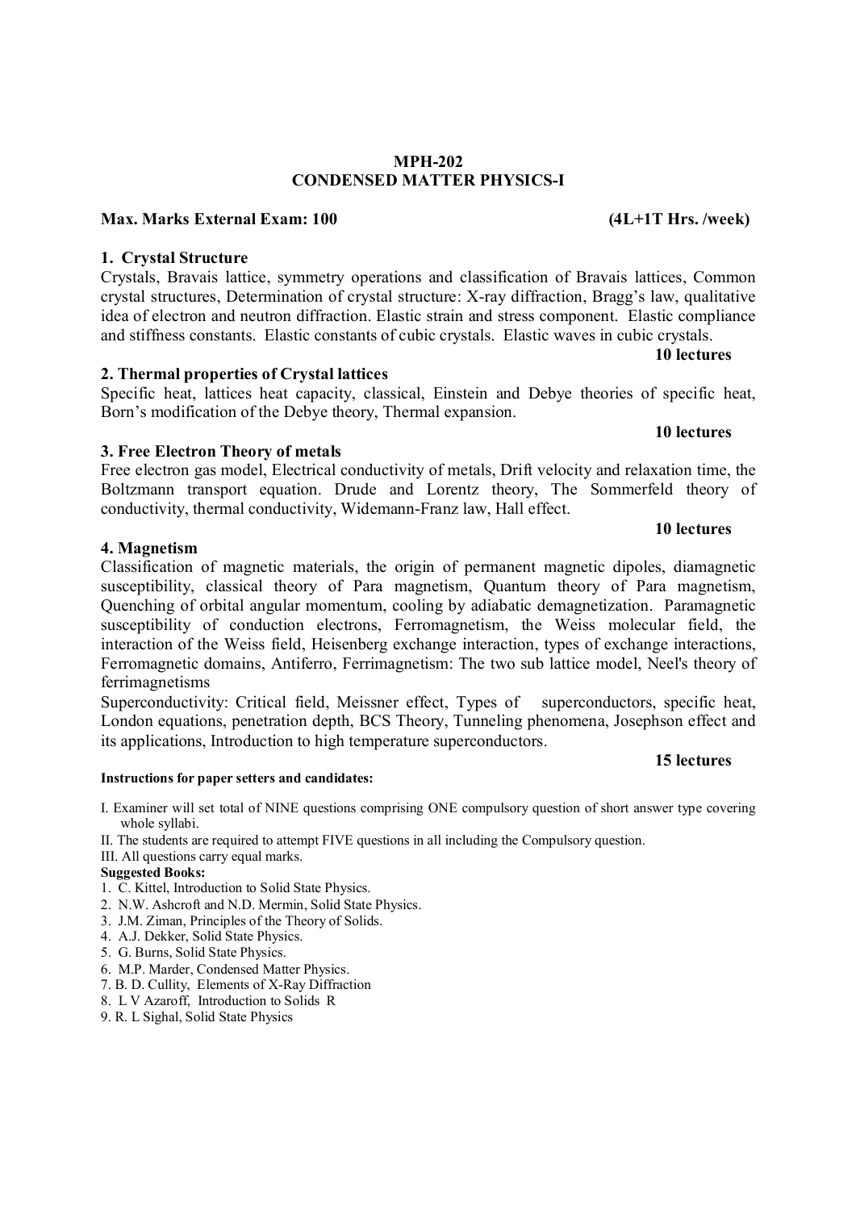# MPH-202
# CONDENSED MATTER PHYSICS-I

**Max. Marks External Exam: 100** **(4L+1T Hrs. /week)**

### 1. Crystal Structure

Crystals, Bravais lattice, symmetry operations and classification of Bravais lattices, Common crystal structures, Determination of crystal structure: X-ray diffraction, Bragg's law, qualitative idea of electron and neutron diffraction. Elastic strain and stress component. Elastic compliance and stiffness constants. Elastic constants of cubic crystals. Elastic waves in cubic crystals.

**10 lectures**

### 2. Thermal properties of Crystal lattices

Specific heat, lattices heat capacity, classical, Einstein and Debye theories of specific heat, Born's modification of the Debye theory, Thermal expansion.

**10 lectures**

### 3. Free Electron Theory of metals

Free electron gas model, Electrical conductivity of metals, Drift velocity and relaxation time, the Boltzmann transport equation. Drude and Lorentz theory, The Sommerfeld theory of conductivity, thermal conductivity, Widemann-Franz law, Hall effect.

**10 lectures**

### 4. Magnetism

Classification of magnetic materials, the origin of permanent magnetic dipoles, diamagnetic susceptibility, classical theory of Para magnetism, Quantum theory of Para magnetism, Quenching of orbital angular momentum, cooling by adiabatic demagnetization. Paramagnetic susceptibility of conduction electrons, Ferromagnetism, the Weiss molecular field, the interaction of the Weiss field, Heisenberg exchange interaction, types of exchange interactions, Ferromagnetic domains, Antiferro, Ferrimagnetism: The two sub lattice model, Neel's theory of ferrimagnetisms

Superconductivity: Critical field, Meissner effect, Types of superconductors, specific heat, London equations, penetration depth, BCS Theory, Tunneling phenomena, Josephson effect and its applications, Introduction to high temperature superconductors.

**15 lectures**

**Instructions for paper setters and candidates:**

I. Examiner will set total of NINE questions comprising ONE compulsory question of short answer type covering whole syllabi.

II. The students are required to attempt FIVE questions in all including the Compulsory question.

III. All questions carry equal marks.

**Suggested Books:**

1. C. Kittel, Introduction to Solid State Physics.
2. N.W. Ashcroft and N.D. Mermin, Solid State Physics.
3. J.M. Ziman, Principles of the Theory of Solids.
4. A.J. Dekker, Solid State Physics.
5. G. Burns, Solid State Physics.
6. M.P. Marder, Condensed Matter Physics.
7. B. D. Cullity, Elements of X-Ray Diffraction
8. L V Azaroff, Introduction to Solids R
9. R. L Sighal, Solid State Physics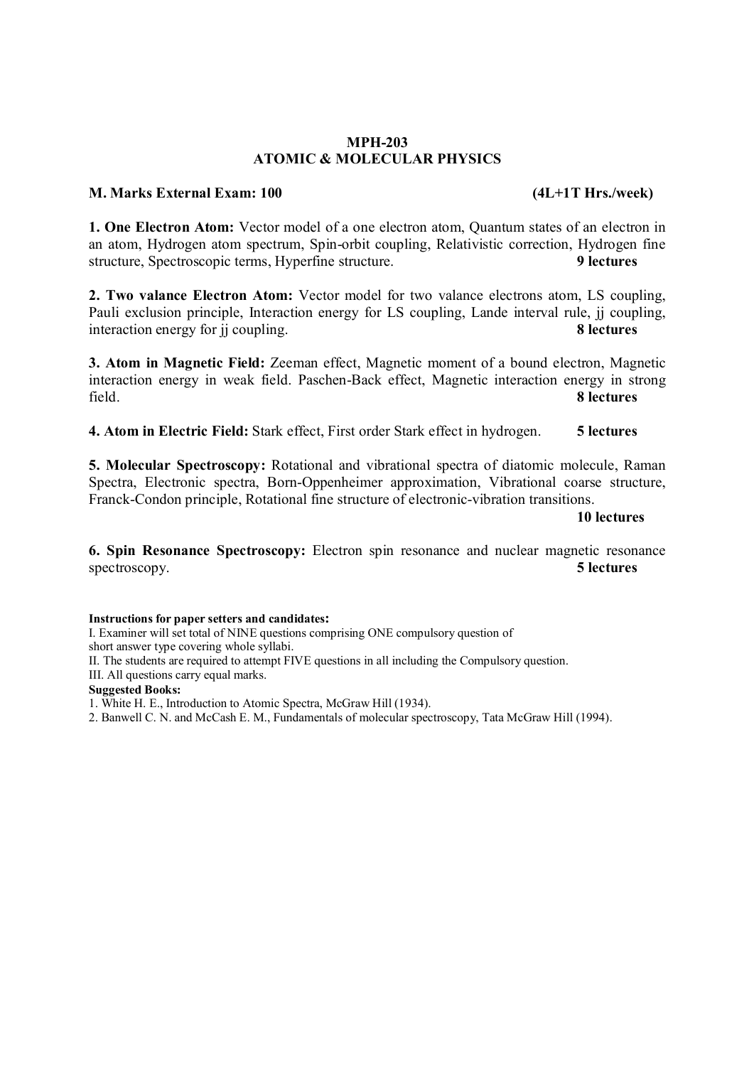# MPH-203
## ATOMIC & MOLECULAR PHYSICS

**M. Marks External Exam: 100** **(4L+1T Hrs./week)**

**1. One Electron Atom:** Vector model of a one electron atom, Quantum states of an electron in an atom, Hydrogen atom spectrum, Spin-orbit coupling, Relativistic correction, Hydrogen fine structure, Spectroscopic terms, Hyperfine structure. **9 lectures**

**2. Two valance Electron Atom:** Vector model for two valance electrons atom, LS coupling, Pauli exclusion principle, Interaction energy for LS coupling, Lande interval rule, jj coupling, interaction energy for jj coupling. **8 lectures**

**3. Atom in Magnetic Field:** Zeeman effect, Magnetic moment of a bound electron, Magnetic interaction energy in weak field. Paschen-Back effect, Magnetic interaction energy in strong field. **8 lectures**

**4. Atom in Electric Field:** Stark effect, First order Stark effect in hydrogen. **5 lectures**

**5. Molecular Spectroscopy:** Rotational and vibrational spectra of diatomic molecule, Raman Spectra, Electronic spectra, Born-Oppenheimer approximation, Vibrational coarse structure, Franck-Condon principle, Rotational fine structure of electronic-vibration transitions. **10 lectures**

**6. Spin Resonance Spectroscopy:** Electron spin resonance and nuclear magnetic resonance spectroscopy. **5 lectures**

**Instructions for paper setters and candidates:**

I. Examiner will set total of NINE questions comprising ONE compulsory question of short answer type covering whole syllabi.

II. The students are required to attempt FIVE questions in all including the Compulsory question.

III. All questions carry equal marks.

**Suggested Books:**

1. White H. E., Introduction to Atomic Spectra, McGraw Hill (1934).
2. Banwell C. N. and McCash E. M., Fundamentals of molecular spectroscopy, Tata McGraw Hill (1994).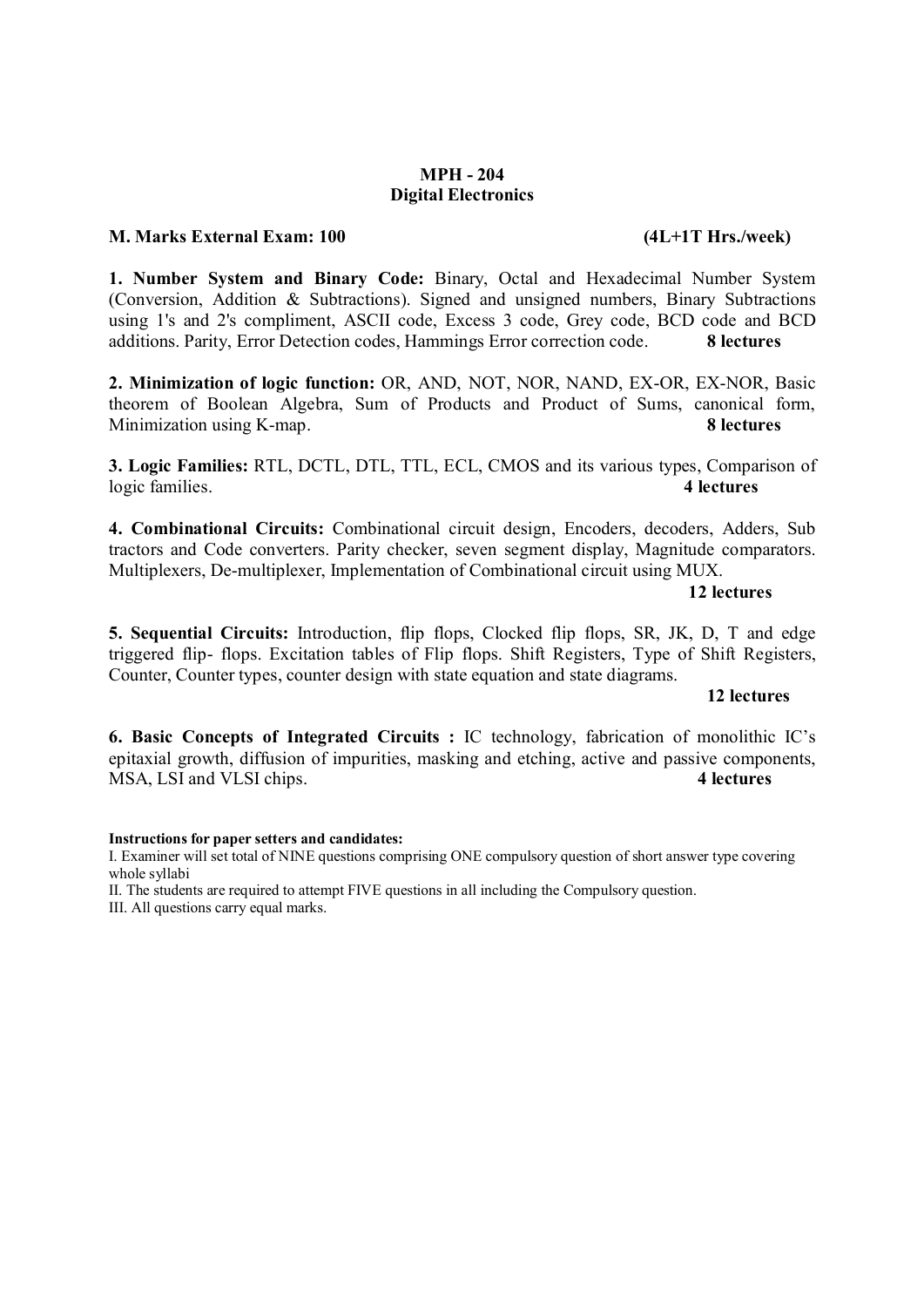**MPH - 204**
**Digital Electronics**

**M. Marks External Exam: 100** **(4L+1T Hrs./week)**

**1. Number System and Binary Code:** Binary, Octal and Hexadecimal Number System (Conversion, Addition & Subtractions). Signed and unsigned numbers, Binary Subtractions using 1's and 2's compliment, ASCII code, Excess 3 code, Grey code, BCD code and BCD additions. Parity, Error Detection codes, Hammings Error correction code. **8 lectures**

**2. Minimization of logic function:** OR, AND, NOT, NOR, NAND, EX-OR, EX-NOR, Basic theorem of Boolean Algebra, Sum of Products and Product of Sums, canonical form, Minimization using K-map. **8 lectures**

**3. Logic Families:** RTL, DCTL, DTL, TTL, ECL, CMOS and its various types, Comparison of logic families. **4 lectures**

**4. Combinational Circuits:** Combinational circuit design, Encoders, decoders, Adders, Sub tractors and Code converters. Parity checker, seven segment display, Magnitude comparators. Multiplexers, De-multiplexer, Implementation of Combinational circuit using MUX.

**12 lectures**

**5. Sequential Circuits:** Introduction, flip flops, Clocked flip flops, SR, JK, D, T and edge triggered flip- flops. Excitation tables of Flip flops. Shift Registers, Type of Shift Registers, Counter, Counter types, counter design with state equation and state diagrams.

**12 lectures**

**6. Basic Concepts of Integrated Circuits :** IC technology, fabrication of monolithic IC's epitaxial growth, diffusion of impurities, masking and etching, active and passive components, MSA, LSI and VLSI chips. **4 lectures**

**Instructions for paper setters and candidates:**

I. Examiner will set total of NINE questions comprising ONE compulsory question of short answer type covering whole syllabi

II. The students are required to attempt FIVE questions in all including the Compulsory question.

III. All questions carry equal marks.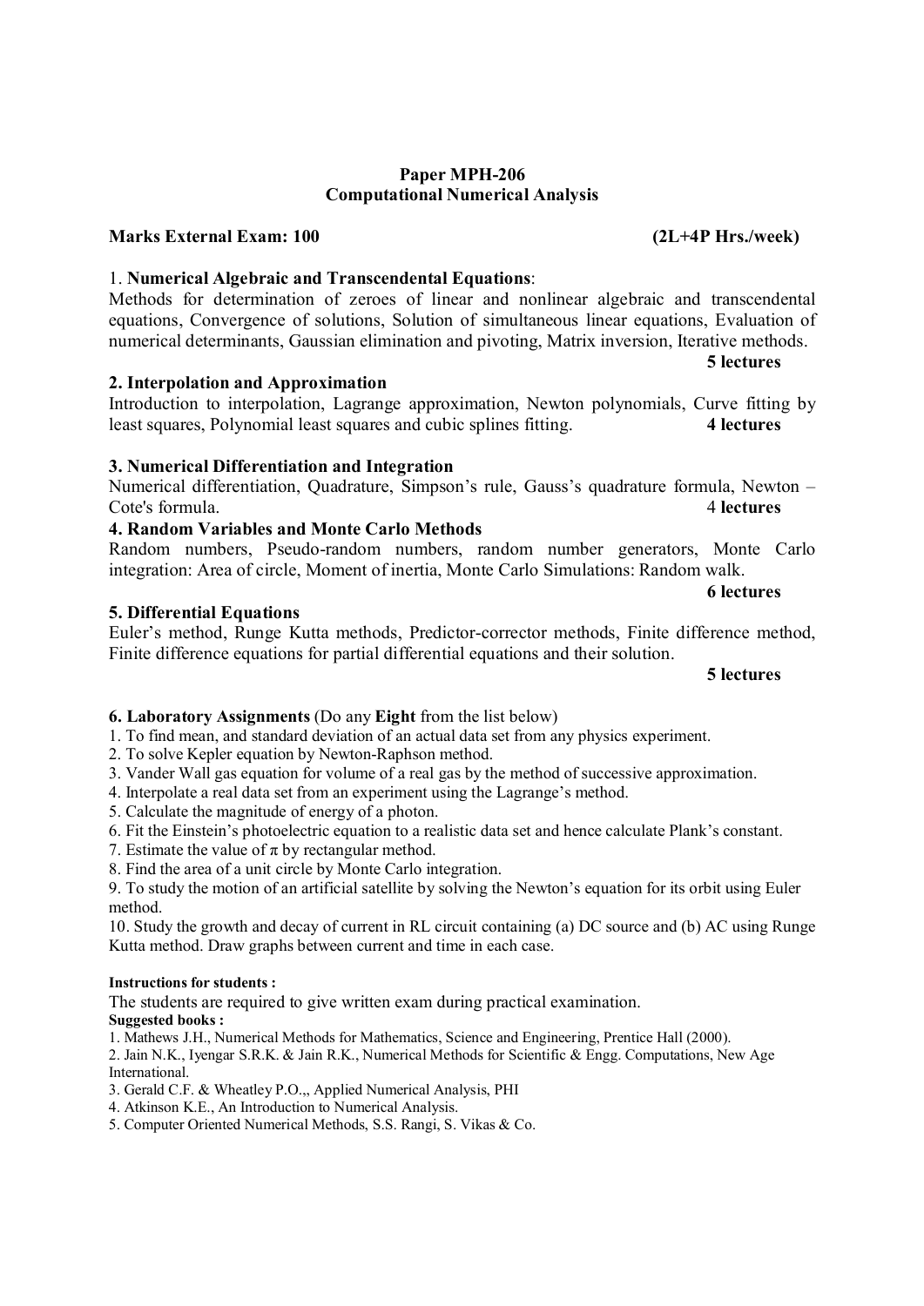## Paper MPH-206
## Computational Numerical Analysis

**Marks External Exam: 100** **(2L+4P Hrs./week)**

1. **Numerical Algebraic and Transcendental Equations**:
Methods for determination of zeroes of linear and nonlinear algebraic and transcendental equations, Convergence of solutions, Solution of simultaneous linear equations, Evaluation of numerical determinants, Gaussian elimination and pivoting, Matrix inversion, Iterative methods.
**5 lectures**

**2. Interpolation and Approximation**
Introduction to interpolation, Lagrange approximation, Newton polynomials, Curve fitting by least squares, Polynomial least squares and cubic splines fitting. **4 lectures**

**3. Numerical Differentiation and Integration**
Numerical differentiation, Quadrature, Simpson's rule, Gauss's quadrature formula, Newton – Cote's formula. 4 **lectures**

**4. Random Variables and Monte Carlo Methods**
Random numbers, Pseudo-random numbers, random number generators, Monte Carlo integration: Area of circle, Moment of inertia, Monte Carlo Simulations: Random walk.
**6 lectures**

**5. Differential Equations**
Euler's method, Runge Kutta methods, Predictor-corrector methods, Finite difference method, Finite difference equations for partial differential equations and their solution.
**5 lectures**

**6. Laboratory Assignments** (Do any **Eight** from the list below)

1. To find mean, and standard deviation of an actual data set from any physics experiment.
2. To solve Kepler equation by Newton-Raphson method.
3. Vander Wall gas equation for volume of a real gas by the method of successive approximation.
4. Interpolate a real data set from an experiment using the Lagrange's method.
5. Calculate the magnitude of energy of a photon.
6. Fit the Einstein's photoelectric equation to a realistic data set and hence calculate Plank's constant.
7. Estimate the value of $\pi$ by rectangular method.
8. Find the area of a unit circle by Monte Carlo integration.
9. To study the motion of an artificial satellite by solving the Newton's equation for its orbit using Euler method.
10. Study the growth and decay of current in RL circuit containing (a) DC source and (b) AC using Runge Kutta method. Draw graphs between current and time in each case.

**Instructions for students :**
The students are required to give written exam during practical examination.

**Suggested books :**

1. Mathews J.H., Numerical Methods for Mathematics, Science and Engineering, Prentice Hall (2000).
2. Jain N.K., Iyengar S.R.K. & Jain R.K., Numerical Methods for Scientific & Engg. Computations, New Age International.
3. Gerald C.F. & Wheatley P.O.,, Applied Numerical Analysis, PHI
4. Atkinson K.E., An Introduction to Numerical Analysis.
5. Computer Oriented Numerical Methods, S.S. Rangi, S. Vikas & Co.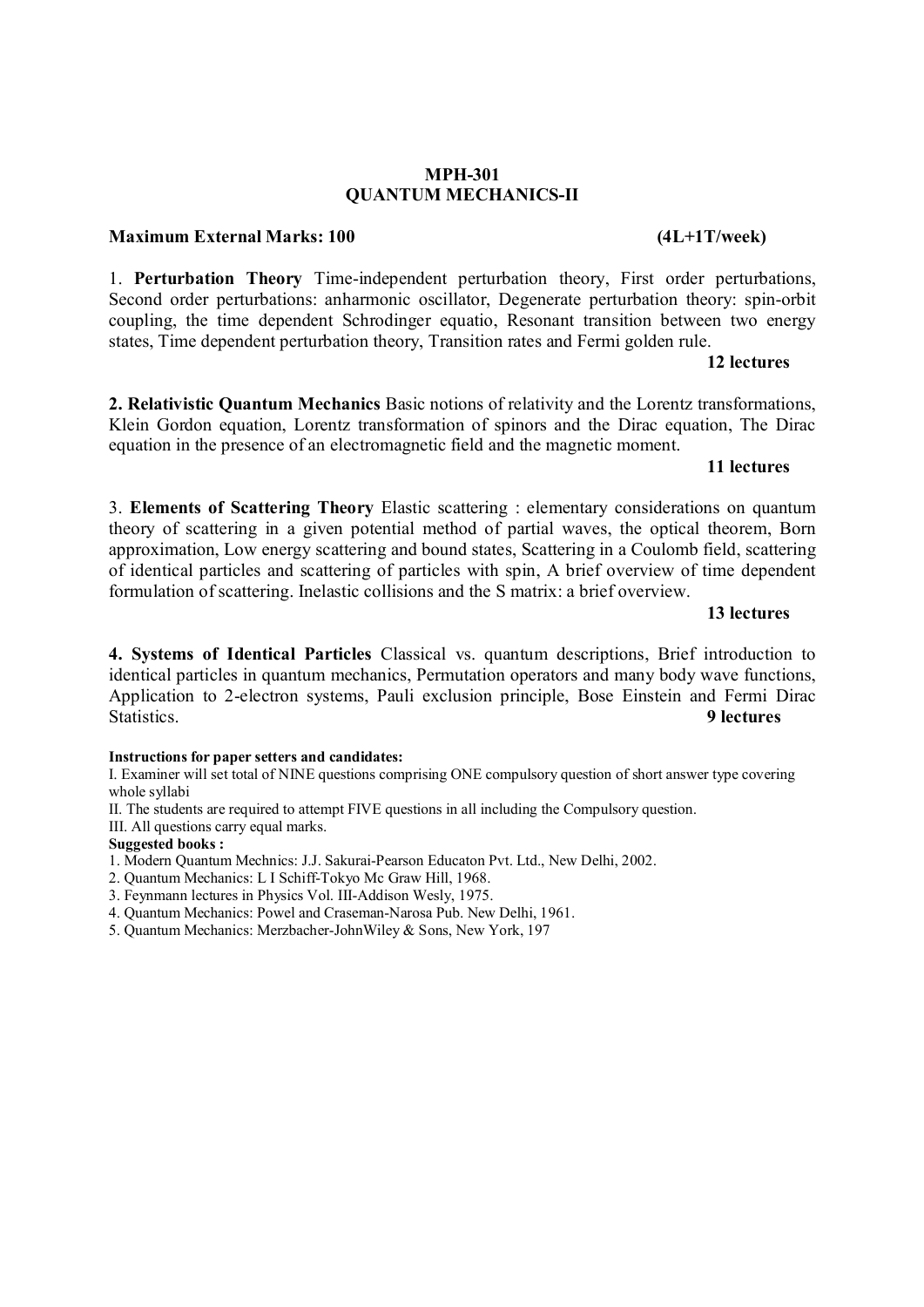# MPH-301
# QUANTUM MECHANICS-II

**Maximum External Marks: 100** **(4L+1T/week)**

1. **Perturbation Theory** Time-independent perturbation theory, First order perturbations, Second order perturbations: anharmonic oscillator, Degenerate perturbation theory: spin-orbit coupling, the time dependent Schrodinger equatio, Resonant transition between two energy states, Time dependent perturbation theory, Transition rates and Fermi golden rule.

**12 lectures**

**2. Relativistic Quantum Mechanics** Basic notions of relativity and the Lorentz transformations, Klein Gordon equation, Lorentz transformation of spinors and the Dirac equation, The Dirac equation in the presence of an electromagnetic field and the magnetic moment.

**11 lectures**

3. **Elements of Scattering Theory** Elastic scattering : elementary considerations on quantum theory of scattering in a given potential method of partial waves, the optical theorem, Born approximation, Low energy scattering and bound states, Scattering in a Coulomb field, scattering of identical particles and scattering of particles with spin, A brief overview of time dependent formulation of scattering. Inelastic collisions and the S matrix: a brief overview.

**13 lectures**

**4. Systems of Identical Particles** Classical vs. quantum descriptions, Brief introduction to identical particles in quantum mechanics, Permutation operators and many body wave functions, Application to 2-electron systems, Pauli exclusion principle, Bose Einstein and Fermi Dirac Statistics. **9 lectures**

**Instructions for paper setters and candidates:**

I. Examiner will set total of NINE questions comprising ONE compulsory question of short answer type covering whole syllabi

II. The students are required to attempt FIVE questions in all including the Compulsory question.

III. All questions carry equal marks.

**Suggested books :**

1. Modern Quantum Mechnics: J.J. Sakurai-Pearson Educaton Pvt. Ltd., New Delhi, 2002.
2. Quantum Mechanics: L I Schiff-Tokyo Mc Graw Hill, 1968.
3. Feynmann lectures in Physics Vol. III-Addison Wesly, 1975.
4. Quantum Mechanics: Powel and Craseman-Narosa Pub. New Delhi, 1961.
5. Quantum Mechanics: Merzbacher-JohnWiley & Sons, New York, 197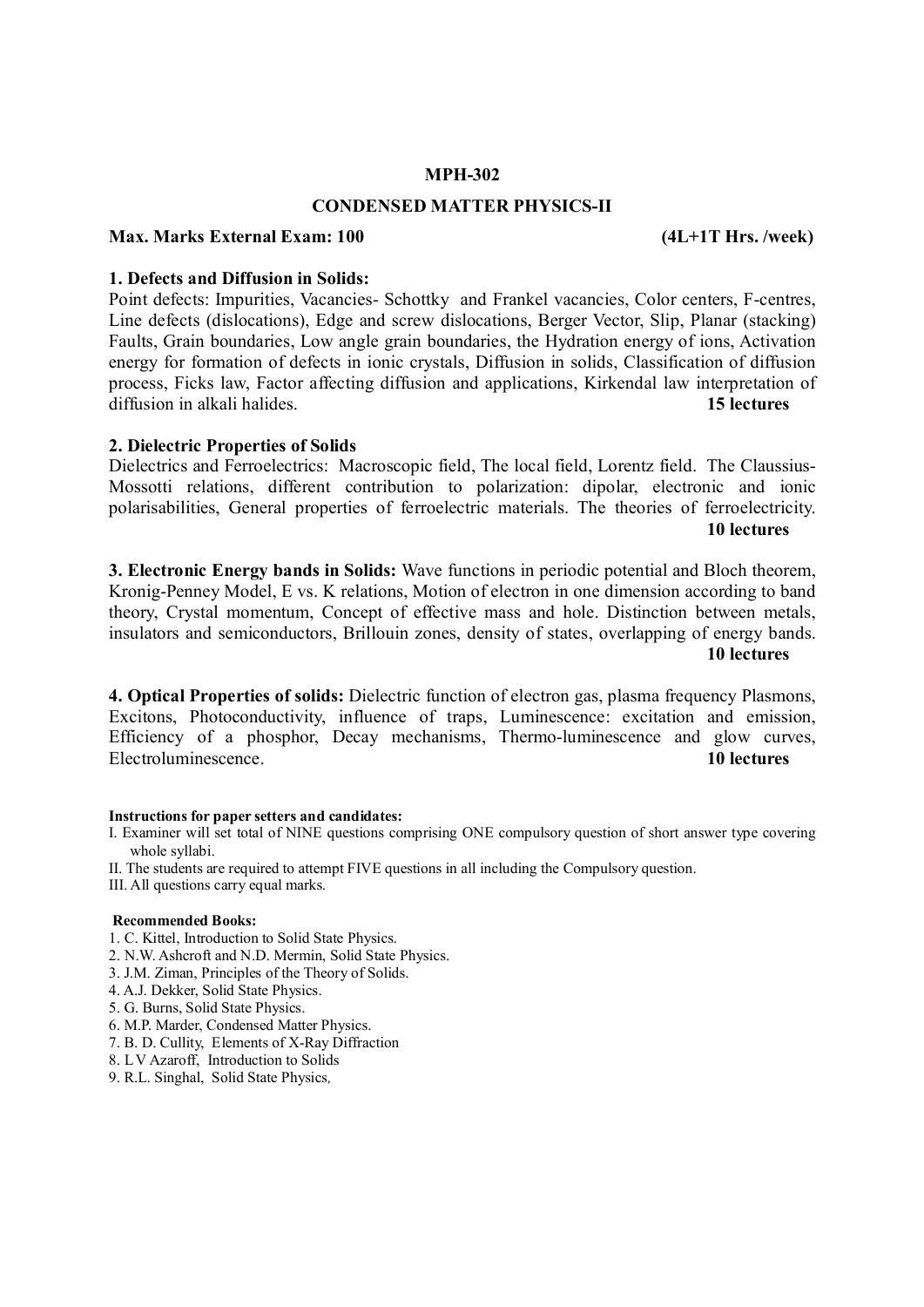# MPH-302

## CONDENSED MATTER PHYSICS-II

**Max. Marks External Exam: 100** **(4L+1T Hrs. /week)**

**1. Defects and Diffusion in Solids:**
Point defects: Impurities, Vacancies- Schottky and Frankel vacancies, Color centers, F-centres, Line defects (dislocations), Edge and screw dislocations, Berger Vector, Slip, Planar (stacking) Faults, Grain boundaries, Low angle grain boundaries, the Hydration energy of ions, Activation energy for formation of defects in ionic crystals, Diffusion in solids, Classification of diffusion process, Ficks law, Factor affecting diffusion and applications, Kirkendal law interpretation of diffusion in alkali halides. **15 lectures**

**2. Dielectric Properties of Solids**
Dielectrics and Ferroelectrics: Macroscopic field, The local field, Lorentz field. The Claussius-Mossotti relations, different contribution to polarization: dipolar, electronic and ionic polarisabilities, General properties of ferroelectric materials. The theories of ferroelectricity. **10 lectures**

**3. Electronic Energy bands in Solids:** Wave functions in periodic potential and Bloch theorem, Kronig-Penney Model, E vs. K relations, Motion of electron in one dimension according to band theory, Crystal momentum, Concept of effective mass and hole. Distinction between metals, insulators and semiconductors, Brillouin zones, density of states, overlapping of energy bands. **10 lectures**

**4. Optical Properties of solids:** Dielectric function of electron gas, plasma frequency Plasmons, Excitons, Photoconductivity, influence of traps, Luminescence: excitation and emission, Efficiency of a phosphor, Decay mechanisms, Thermo-luminescence and glow curves, Electroluminescence. **10 lectures**

**Instructions for paper setters and candidates:**

I. Examiner will set total of NINE questions comprising ONE compulsory question of short answer type covering whole syllabi.

II. The students are required to attempt FIVE questions in all including the Compulsory question.

III. All questions carry equal marks.

**Recommended Books:**

1. C. Kittel, Introduction to Solid State Physics.
2. N.W. Ashcroft and N.D. Mermin, Solid State Physics.
3. J.M. Ziman, Principles of the Theory of Solids.
4. A.J. Dekker, Solid State Physics.
5. G. Burns, Solid State Physics.
6. M.P. Marder, Condensed Matter Physics.
7. B. D. Cullity, Elements of X-Ray Diffraction
8. L V Azaroff, Introduction to Solids
9. R.L. Singhal, Solid State Physics,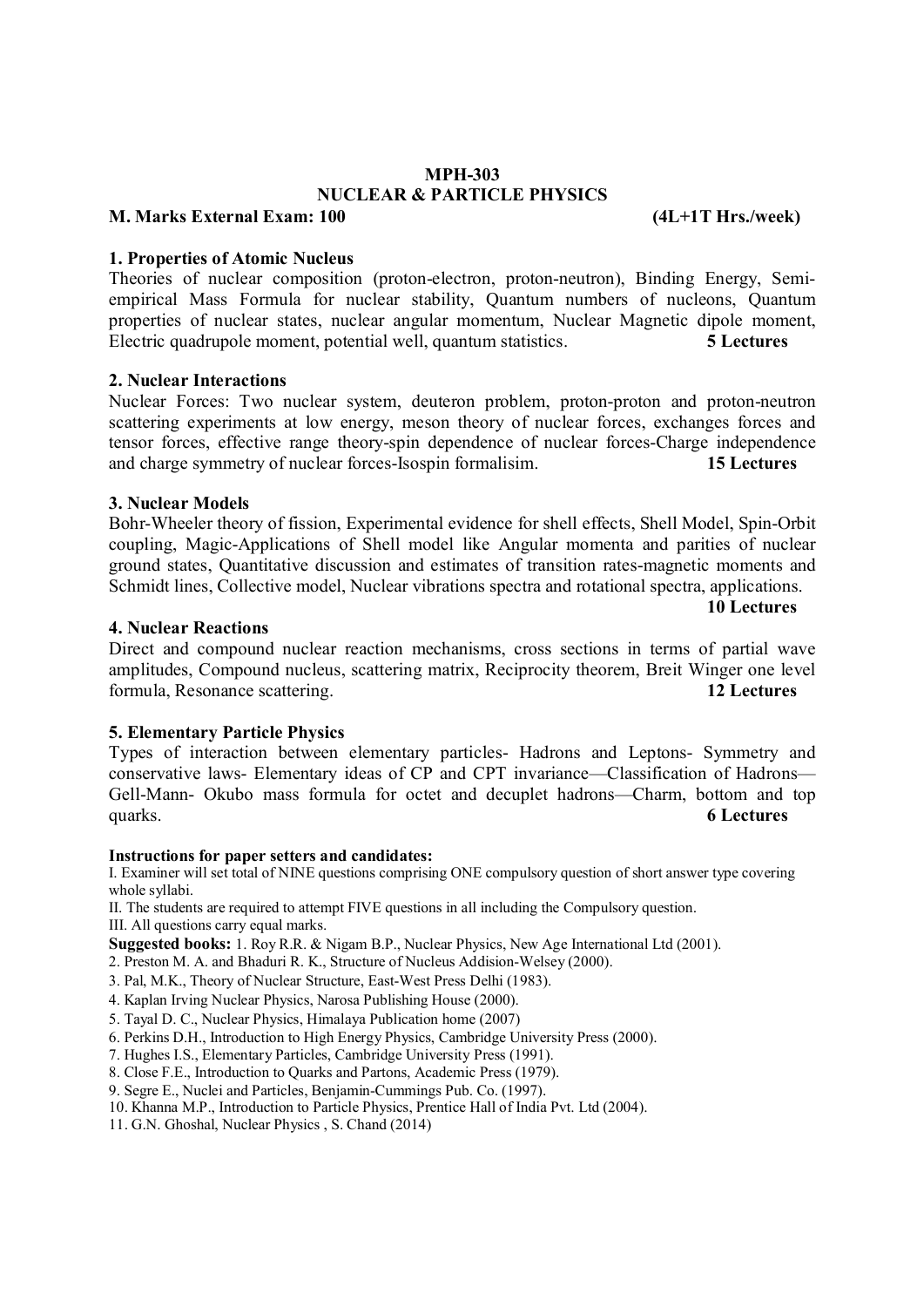# MPH-303
# NUCLEAR & PARTICLE PHYSICS

**M. Marks External Exam: 100** **(4L+1T Hrs./week)**

### 1. Properties of Atomic Nucleus

Theories of nuclear composition (proton-electron, proton-neutron), Binding Energy, Semi-empirical Mass Formula for nuclear stability, Quantum numbers of nucleons, Quantum properties of nuclear states, nuclear angular momentum, Nuclear Magnetic dipole moment, Electric quadrupole moment, potential well, quantum statistics. **5 Lectures**

### 2. Nuclear Interactions

Nuclear Forces: Two nuclear system, deuteron problem, proton-proton and proton-neutron scattering experiments at low energy, meson theory of nuclear forces, exchanges forces and tensor forces, effective range theory-spin dependence of nuclear forces-Charge independence and charge symmetry of nuclear forces-Isospin formalisim. **15 Lectures**

### 3. Nuclear Models

Bohr-Wheeler theory of fission, Experimental evidence for shell effects, Shell Model, Spin-Orbit coupling, Magic-Applications of Shell model like Angular momenta and parities of nuclear ground states, Quantitative discussion and estimates of transition rates-magnetic moments and Schmidt lines, Collective model, Nuclear vibrations spectra and rotational spectra, applications. **10 Lectures**

### 4. Nuclear Reactions

Direct and compound nuclear reaction mechanisms, cross sections in terms of partial wave amplitudes, Compound nucleus, scattering matrix, Reciprocity theorem, Breit Winger one level formula, Resonance scattering. **12 Lectures**

### 5. Elementary Particle Physics

Types of interaction between elementary particles- Hadrons and Leptons- Symmetry and conservative laws- Elementary ideas of CP and CPT invariance—Classification of Hadrons—Gell-Mann- Okubo mass formula for octet and decuplet hadrons—Charm, bottom and top quarks. **6 Lectures**

**Instructions for paper setters and candidates:**

I. Examiner will set total of NINE questions comprising ONE compulsory question of short answer type covering whole syllabi.

II. The students are required to attempt FIVE questions in all including the Compulsory question.

III. All questions carry equal marks.

**Suggested books:** 1. Roy R.R. & Nigam B.P., Nuclear Physics, New Age International Ltd (2001).

2. Preston M. A. and Bhaduri R. K., Structure of Nucleus Addision-Welsey (2000).
3. Pal, M.K., Theory of Nuclear Structure, East-West Press Delhi (1983).
4. Kaplan Irving Nuclear Physics, Narosa Publishing House (2000).
5. Tayal D. C., Nuclear Physics, Himalaya Publication home (2007)
6. Perkins D.H., Introduction to High Energy Physics, Cambridge University Press (2000).
7. Hughes I.S., Elementary Particles, Cambridge University Press (1991).
8. Close F.E., Introduction to Quarks and Partons, Academic Press (1979).
9. Segre E., Nuclei and Particles, Benjamin-Cummings Pub. Co. (1997).
10. Khanna M.P., Introduction to Particle Physics, Prentice Hall of India Pvt. Ltd (2004).
11. G.N. Ghoshal, Nuclear Physics , S. Chand (2014)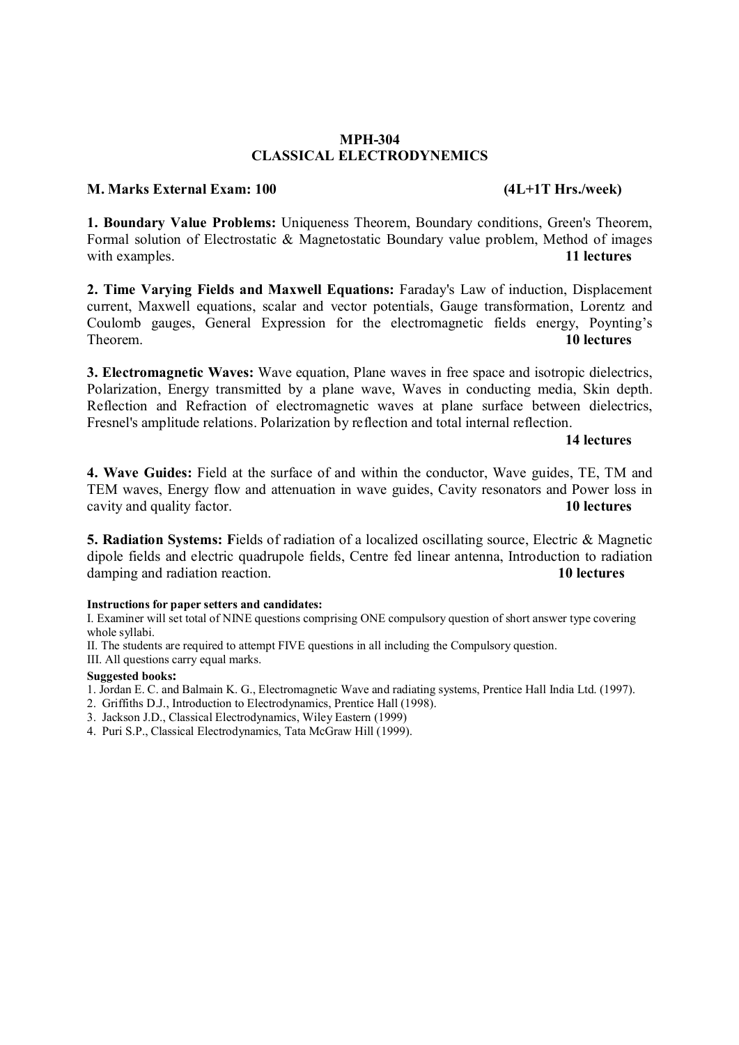# MPH-304
## CLASSICAL ELECTRODYNEMICS

**M. Marks External Exam: 100** **(4L+1T Hrs./week)**

**1. Boundary Value Problems:** Uniqueness Theorem, Boundary conditions, Green's Theorem, Formal solution of Electrostatic & Magnetostatic Boundary value problem, Method of images with examples. **11 lectures**

**2. Time Varying Fields and Maxwell Equations:** Faraday's Law of induction, Displacement current, Maxwell equations, scalar and vector potentials, Gauge transformation, Lorentz and Coulomb gauges, General Expression for the electromagnetic fields energy, Poynting's Theorem. **10 lectures**

**3. Electromagnetic Waves:** Wave equation, Plane waves in free space and isotropic dielectrics, Polarization, Energy transmitted by a plane wave, Waves in conducting media, Skin depth. Reflection and Refraction of electromagnetic waves at plane surface between dielectrics, Fresnel's amplitude relations. Polarization by reflection and total internal reflection. **14 lectures**

**4. Wave Guides:** Field at the surface of and within the conductor, Wave guides, TE, TM and TEM waves, Energy flow and attenuation in wave guides, Cavity resonators and Power loss in cavity and quality factor. **10 lectures**

**5. Radiation Systems:** **F**ields of radiation of a localized oscillating source, Electric & Magnetic dipole fields and electric quadrupole fields, Centre fed linear antenna, Introduction to radiation damping and radiation reaction. **10 lectures**

**Instructions for paper setters and candidates:**

I. Examiner will set total of NINE questions comprising ONE compulsory question of short answer type covering whole syllabi.

II. The students are required to attempt FIVE questions in all including the Compulsory question.

III. All questions carry equal marks.

**Suggested books:**

1. Jordan E. C. and Balmain K. G., Electromagnetic Wave and radiating systems, Prentice Hall India Ltd. (1997).
2. Griffiths D.J., Introduction to Electrodynamics, Prentice Hall (1998).
3. Jackson J.D., Classical Electrodynamics, Wiley Eastern (1999)
4. Puri S.P., Classical Electrodynamics, Tata McGraw Hill (1999).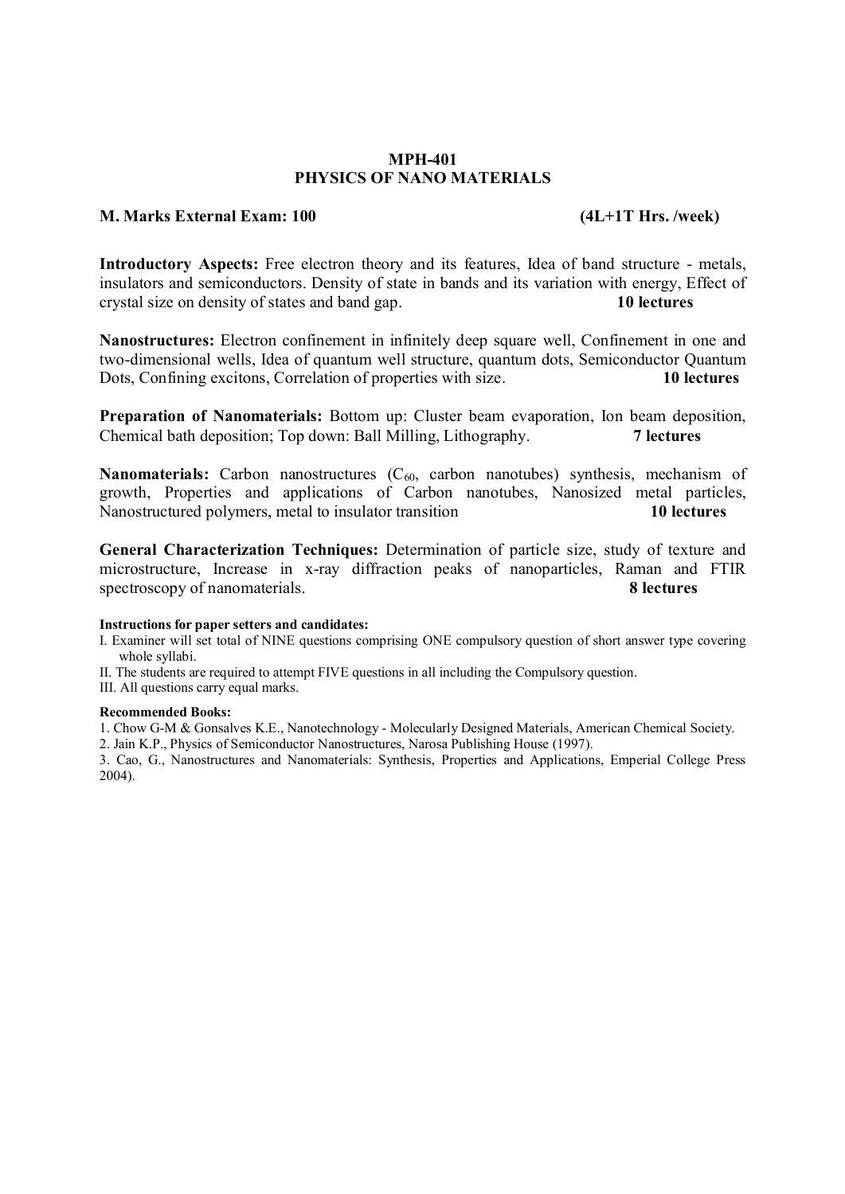# MPH-401
## PHYSICS OF NANO MATERIALS

**M. Marks External Exam: 100** **(4L+1T Hrs. /week)**

**Introductory Aspects:** Free electron theory and its features, Idea of band structure - metals, insulators and semiconductors. Density of state in bands and its variation with energy, Effect of crystal size on density of states and band gap. **10 lectures**

**Nanostructures:** Electron confinement in infinitely deep square well, Confinement in one and two-dimensional wells, Idea of quantum well structure, quantum dots, Semiconductor Quantum Dots, Confining excitons, Correlation of properties with size. **10 lectures**

**Preparation of Nanomaterials:** Bottom up: Cluster beam evaporation, Ion beam deposition, Chemical bath deposition; Top down: Ball Milling, Lithography. **7 lectures**

**Nanomaterials:** Carbon nanostructures ($C_{60}$, carbon nanotubes) synthesis, mechanism of growth, Properties and applications of Carbon nanotubes, Nanosized metal particles, Nanostructured polymers, metal to insulator transition **10 lectures**

**General Characterization Techniques:** Determination of particle size, study of texture and microstructure, Increase in x-ray diffraction peaks of nanoparticles, Raman and FTIR spectroscopy of nanomaterials. **8 lectures**

**Instructions for paper setters and candidates:**

I. Examiner will set total of NINE questions comprising ONE compulsory question of short answer type covering whole syllabi.

II. The students are required to attempt FIVE questions in all including the Compulsory question.

III. All questions carry equal marks.

**Recommended Books:**

1. Chow G-M & Gonsalves K.E., Nanotechnology - Molecularly Designed Materials, American Chemical Society.
2. Jain K.P., Physics of Semiconductor Nanostructures, Narosa Publishing House (1997).
3. Cao, G., Nanostructures and Nanomaterials: Synthesis, Properties and Applications, Emperial College Press 2004).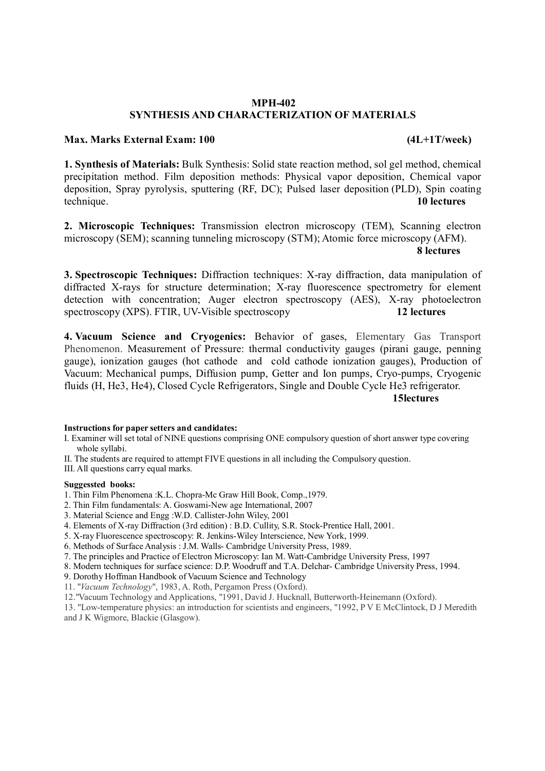## MPH-402
## SYNTHESIS AND CHARACTERIZATION OF MATERIALS

**Max. Marks External Exam: 100** **(4L+1T/week)**

**1. Synthesis of Materials:** Bulk Synthesis: Solid state reaction method, sol gel method, chemical precipitation method. Film deposition methods: Physical vapor deposition, Chemical vapor deposition, Spray pyrolysis, sputtering (RF, DC); Pulsed laser deposition (PLD), Spin coating technique. **10 lectures**

**2. Microscopic Techniques:** Transmission electron microscopy (TEM), Scanning electron microscopy (SEM); scanning tunneling microscopy (STM); Atomic force microscopy (AFM). **8 lectures**

**3. Spectroscopic Techniques:** Diffraction techniques: X-ray diffraction, data manipulation of diffracted X-rays for structure determination; X-ray fluorescence spectrometry for element detection with concentration; Auger electron spectroscopy (AES), X-ray photoelectron spectroscopy (XPS). FTIR, UV-Visible spectroscopy **12 lectures**

**4. Vacuum Science and Cryogenics:** Behavior of gases, Elementary Gas Transport Phenomenon. Measurement of Pressure: thermal conductivity gauges (pirani gauge, penning gauge), ionization gauges (hot cathode and cold cathode ionization gauges), Production of Vacuum: Mechanical pumps, Diffusion pump, Getter and Ion pumps, Cryo-pumps, Cryogenic fluids (H, He3, He4), Closed Cycle Refrigerators, Single and Double Cycle He3 refrigerator. **15lectures**

**Instructions for paper setters and candidates:**

I. Examiner will set total of NINE questions comprising ONE compulsory question of short answer type covering whole syllabi.

II. The students are required to attempt FIVE questions in all including the Compulsory question.

III. All questions carry equal marks.

**Suggessted books:**

1. Thin Film Phenomena :K.L. Chopra-Mc Graw Hill Book, Comp.,1979.
2. Thin Film fundamentals: A. Goswami-New age International, 2007
3. Material Science and Engg :W.D. Callister-John Wiley, 2001
4. Elements of X-ray Diffraction (3rd edition) : B.D. Cullity, S.R. Stock-Prentice Hall, 2001.
5. X-ray Fluorescence spectroscopy: R. Jenkins-Wiley Interscience, New York, 1999.
6. Methods of Surface Analysis : J.M. Walls- Cambridge University Press, 1989.
7. The principles and Practice of Electron Microscopy: Ian M. Watt-Cambridge University Press, 1997
8. Modern techniques for surface science: D.P. Woodruff and T.A. Delchar- Cambridge University Press, 1994.
9. Dorothy Hoffman Handbook of Vacuum Science and Technology

11. "*Vacuum Technology*", 1983, A. Roth, Pergamon Press (Oxford).

12."Vacuum Technology and Applications, "1991, David J. Hucknall, Butterworth-Heinemann (Oxford).

13. "Low-temperature physics: an introduction for scientists and engineers, "1992, P V E McClintock, D J Meredith and J K Wigmore, Blackie (Glasgow).